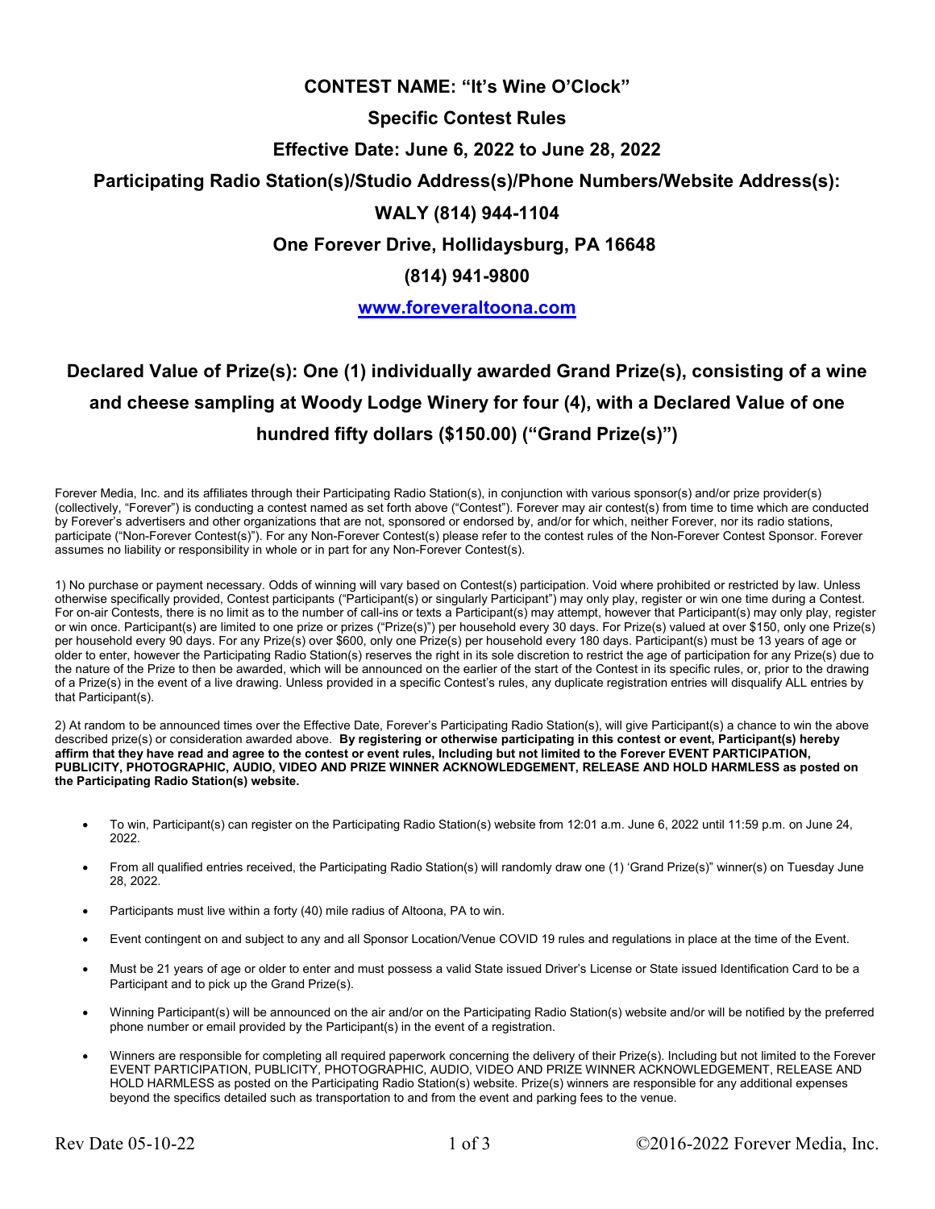# CONTEST NAME: "It's Wine O'Clock"

## Specific Contest Rules

## Effective Date: June 6, 2022 to June 28, 2022

## Participating Radio Station(s)/Studio Address(s)/Phone Numbers/Website Address(s):

## WALY (814) 944-1104

## One Forever Drive, Hollidaysburg, PA 16648

## (814) 941-9800

## [www.foreveraltoona.com](http://www.foreveraltoona.com)

## Declared Value of Prize(s): One (1) individually awarded Grand Prize(s), consisting of a wine and cheese sampling at Woody Lodge Winery for four (4), with a Declared Value of one hundred fifty dollars ($150.00) ("Grand Prize(s)")

Forever Media, Inc. and its affiliates through their Participating Radio Station(s), in conjunction with various sponsor(s) and/or prize provider(s) (collectively, "Forever") is conducting a contest named as set forth above ("Contest"). Forever may air contest(s) from time to time which are conducted by Forever's advertisers and other organizations that are not, sponsored or endorsed by, and/or for which, neither Forever, nor its radio stations, participate ("Non-Forever Contest(s)"). For any Non-Forever Contest(s) please refer to the contest rules of the Non-Forever Contest Sponsor. Forever assumes no liability or responsibility in whole or in part for any Non-Forever Contest(s).

1) No purchase or payment necessary. Odds of winning will vary based on Contest(s) participation. Void where prohibited or restricted by law. Unless otherwise specifically provided, Contest participants ("Participant(s) or singularly Participant") may only play, register or win one time during a Contest. For on-air Contests, there is no limit as to the number of call-ins or texts a Participant(s) may attempt, however that Participant(s) may only play, register or win once. Participant(s) are limited to one prize or prizes ("Prize(s)") per household every 30 days. For Prize(s) valued at over $150, only one Prize(s) per household every 90 days. For any Prize(s) over $600, only one Prize(s) per household every 180 days. Participant(s) must be 13 years of age or older to enter, however the Participating Radio Station(s) reserves the right in its sole discretion to restrict the age of participation for any Prize(s) due to the nature of the Prize to then be awarded, which will be announced on the earlier of the start of the Contest in its specific rules, or, prior to the drawing of a Prize(s) in the event of a live drawing. Unless provided in a specific Contest's rules, any duplicate registration entries will disqualify ALL entries by that Participant(s).

2) At random to be announced times over the Effective Date, Forever's Participating Radio Station(s), will give Participant(s) a chance to win the above described prize(s) or consideration awarded above. **By registering or otherwise participating in this contest or event, Participant(s) hereby affirm that they have read and agree to the contest or event rules, Including but not limited to the Forever EVENT PARTICIPATION, PUBLICITY, PHOTOGRAPHIC, AUDIO, VIDEO AND PRIZE WINNER ACKNOWLEDGEMENT, RELEASE AND HOLD HARMLESS as posted on the Participating Radio Station(s) website.**

- To win, Participant(s) can register on the Participating Radio Station(s) website from 12:01 a.m. June 6, 2022 until 11:59 p.m. on June 24, 2022.
- From all qualified entries received, the Participating Radio Station(s) will randomly draw one (1) 'Grand Prize(s)" winner(s) on Tuesday June 28, 2022.
- Participants must live within a forty (40) mile radius of Altoona, PA to win.
- Event contingent on and subject to any and all Sponsor Location/Venue COVID 19 rules and regulations in place at the time of the Event.
- Must be 21 years of age or older to enter and must possess a valid State issued Driver's License or State issued Identification Card to be a Participant and to pick up the Grand Prize(s).
- Winning Participant(s) will be announced on the air and/or on the Participating Radio Station(s) website and/or will be notified by the preferred phone number or email provided by the Participant(s) in the event of a registration.
- Winners are responsible for completing all required paperwork concerning the delivery of their Prize(s). Including but not limited to the Forever EVENT PARTICIPATION, PUBLICITY, PHOTOGRAPHIC, AUDIO, VIDEO AND PRIZE WINNER ACKNOWLEDGEMENT, RELEASE AND HOLD HARMLESS as posted on the Participating Radio Station(s) website. Prize(s) winners are responsible for any additional expenses beyond the specifics detailed such as transportation to and from the event and parking fees to the venue.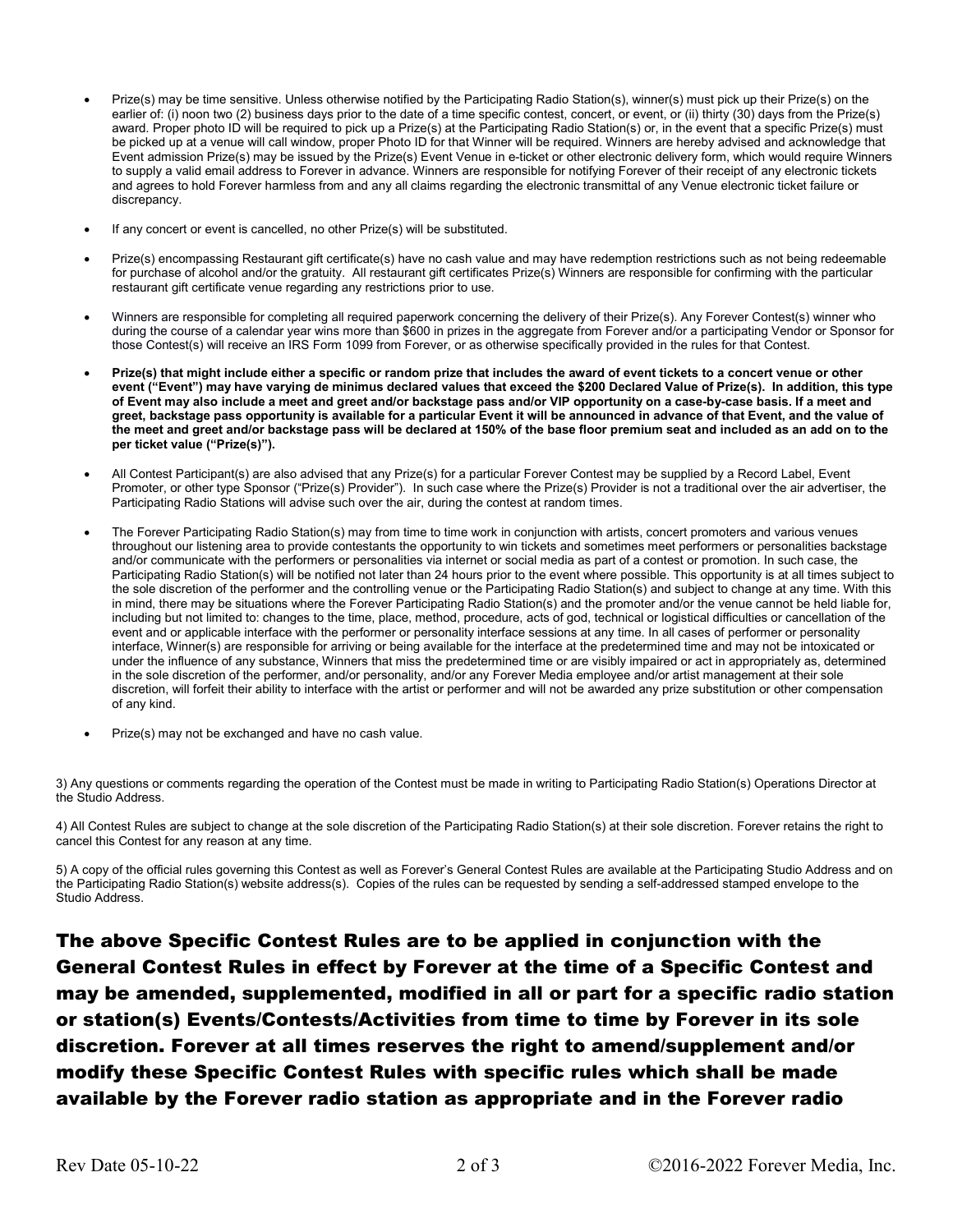- Prize(s) may be time sensitive. Unless otherwise notified by the Participating Radio Station(s), winner(s) must pick up their Prize(s) on the earlier of: (i) noon two (2) business days prior to the date of a time specific contest, concert, or event, or (ii) thirty (30) days from the Prize(s) award. Proper photo ID will be required to pick up a Prize(s) at the Participating Radio Station(s) or, in the event that a specific Prize(s) must be picked up at a venue will call window, proper Photo ID for that Winner will be required. Winners are hereby advised and acknowledge that Event admission Prize(s) may be issued by the Prize(s) Event Venue in e-ticket or other electronic delivery form, which would require Winners to supply a valid email address to Forever in advance. Winners are responsible for notifying Forever of their receipt of any electronic tickets and agrees to hold Forever harmless from and any all claims regarding the electronic transmittal of any Venue electronic ticket failure or discrepancy.

- If any concert or event is cancelled, no other Prize(s) will be substituted.

- Prize(s) encompassing Restaurant gift certificate(s) have no cash value and may have redemption restrictions such as not being redeemable for purchase of alcohol and/or the gratuity. All restaurant gift certificates Prize(s) Winners are responsible for confirming with the particular restaurant gift certificate venue regarding any restrictions prior to use.

- Winners are responsible for completing all required paperwork concerning the delivery of their Prize(s). Any Forever Contest(s) winner who during the course of a calendar year wins more than $600 in prizes in the aggregate from Forever and/or a participating Vendor or Sponsor for those Contest(s) will receive an IRS Form 1099 from Forever, or as otherwise specifically provided in the rules for that Contest.

- **Prize(s) that might include either a specific or random prize that includes the award of event tickets to a concert venue or other event ("Event") may have varying de minimus declared values that exceed the $200 Declared Value of Prize(s). In addition, this type of Event may also include a meet and greet and/or backstage pass and/or VIP opportunity on a case-by-case basis. If a meet and greet, backstage pass opportunity is available for a particular Event it will be announced in advance of that Event, and the value of the meet and greet and/or backstage pass will be declared at 150% of the base floor premium seat and included as an add on to the per ticket value ("Prize(s)").**

- All Contest Participant(s) are also advised that any Prize(s) for a particular Forever Contest may be supplied by a Record Label, Event Promoter, or other type Sponsor ("Prize(s) Provider"). In such case where the Prize(s) Provider is not a traditional over the air advertiser, the Participating Radio Stations will advise such over the air, during the contest at random times.

- The Forever Participating Radio Station(s) may from time to time work in conjunction with artists, concert promoters and various venues throughout our listening area to provide contestants the opportunity to win tickets and sometimes meet performers or personalities backstage and/or communicate with the performers or personalities via internet or social media as part of a contest or promotion. In such case, the Participating Radio Station(s) will be notified not later than 24 hours prior to the event where possible. This opportunity is at all times subject to the sole discretion of the performer and the controlling venue or the Participating Radio Station(s) and subject to change at any time. With this in mind, there may be situations where the Forever Participating Radio Station(s) and the promoter and/or the venue cannot be held liable for, including but not limited to: changes to the time, place, method, procedure, acts of god, technical or logistical difficulties or cancellation of the event and or applicable interface with the performer or personality interface sessions at any time. In all cases of performer or personality interface, Winner(s) are responsible for arriving or being available for the interface at the predetermined time and may not be intoxicated or under the influence of any substance, Winners that miss the predetermined time or are visibly impaired or act in appropriately as, determined in the sole discretion of the performer, and/or personality, and/or any Forever Media employee and/or artist management at their sole discretion, will forfeit their ability to interface with the artist or performer and will not be awarded any prize substitution or other compensation of any kind.

- Prize(s) may not be exchanged and have no cash value.

3) Any questions or comments regarding the operation of the Contest must be made in writing to Participating Radio Station(s) Operations Director at the Studio Address.

4) All Contest Rules are subject to change at the sole discretion of the Participating Radio Station(s) at their sole discretion. Forever retains the right to cancel this Contest for any reason at any time.

5) A copy of the official rules governing this Contest as well as Forever's General Contest Rules are available at the Participating Studio Address and on the Participating Radio Station(s) website address(s). Copies of the rules can be requested by sending a self-addressed stamped envelope to the Studio Address.

**The above Specific Contest Rules are to be applied in conjunction with the General Contest Rules in effect by Forever at the time of a Specific Contest and may be amended, supplemented, modified in all or part for a specific radio station or station(s) Events/Contests/Activities from time to time by Forever in its sole discretion. Forever at all times reserves the right to amend/supplement and/or modify these Specific Contest Rules with specific rules which shall be made available by the Forever radio station as appropriate and in the Forever radio**

Rev Date 05-10-22 ©2016-2022 Forever Media, Inc.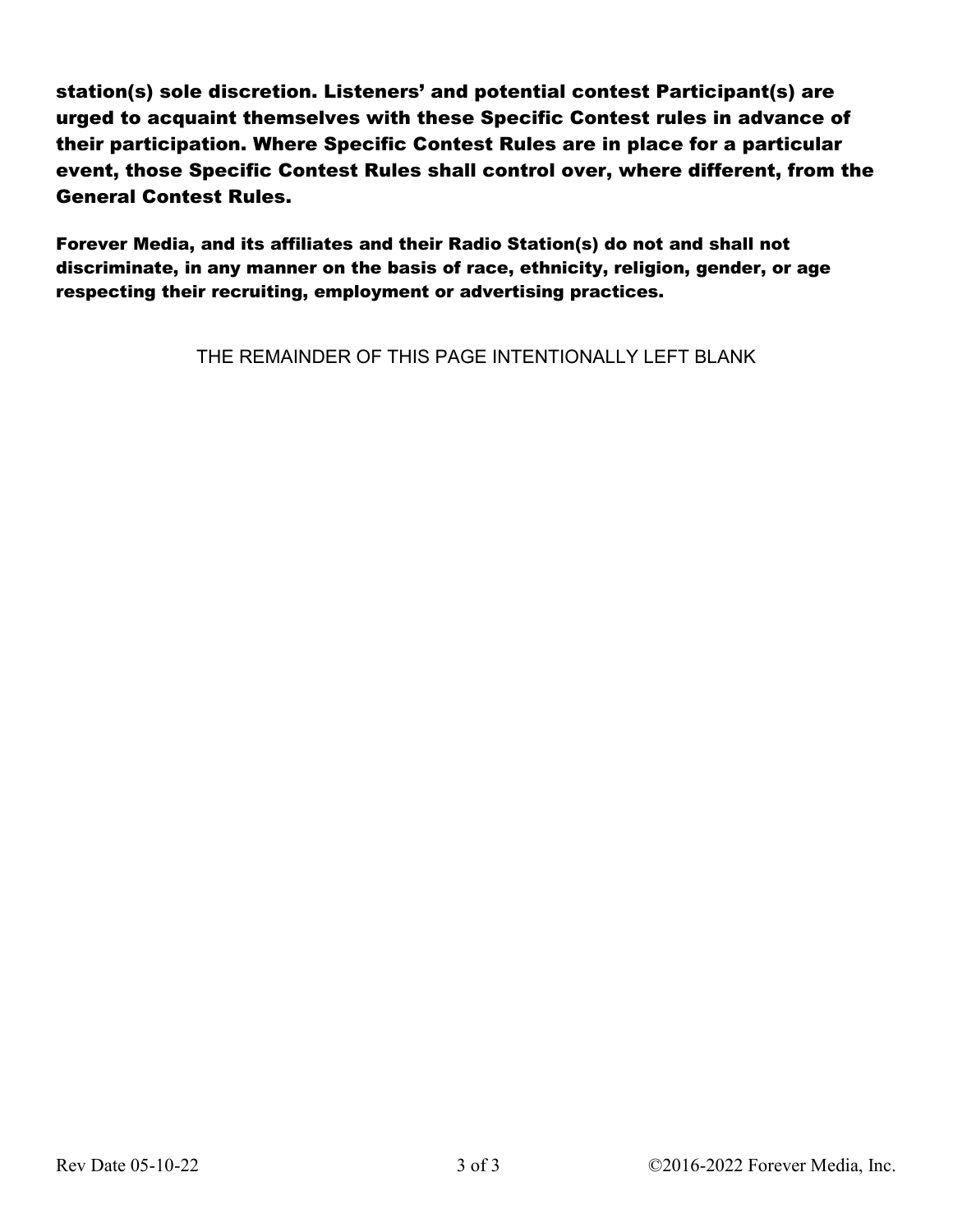**station(s) sole discretion. Listeners' and potential contest Participant(s) are urged to acquaint themselves with these Specific Contest rules in advance of their participation. Where Specific Contest Rules are in place for a particular event, those Specific Contest Rules shall control over, where different, from the General Contest Rules.**

**Forever Media, and its affiliates and their Radio Station(s) do not and shall not discriminate, in any manner on the basis of race, ethnicity, religion, gender, or age respecting their recruiting, employment or advertising practices.**

THE REMAINDER OF THIS PAGE INTENTIONALLY LEFT BLANK